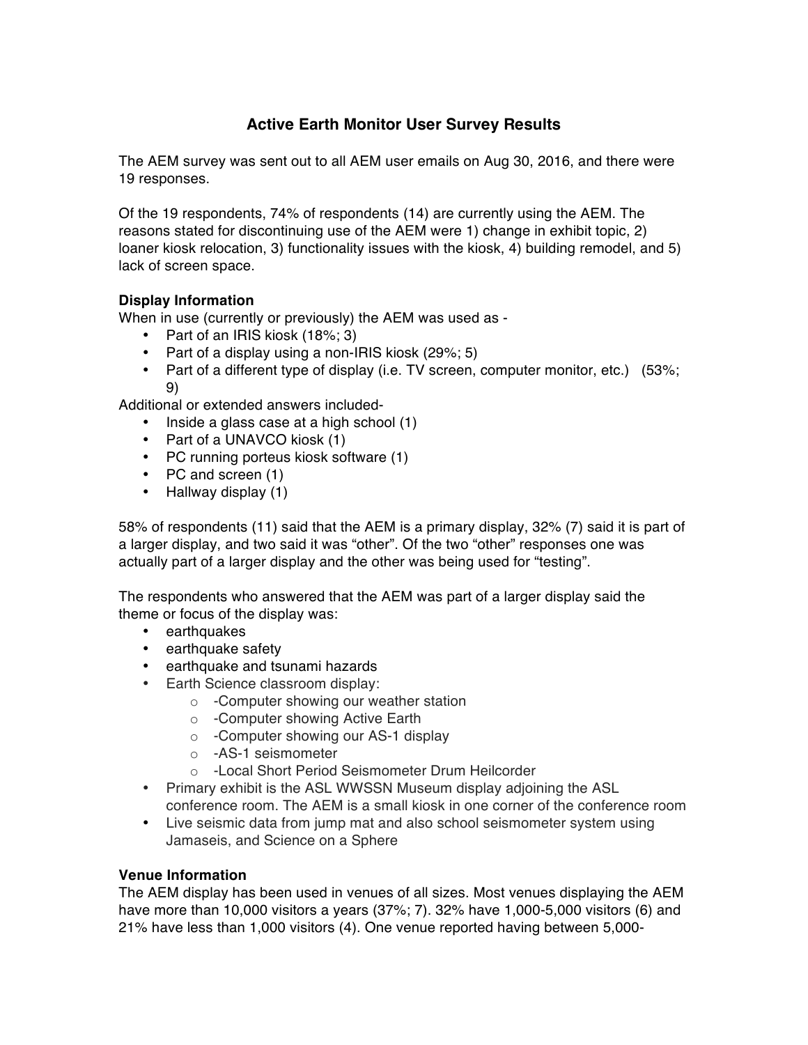# Active Earth Monitor User Survey Results

The AEM survey was sent out to all AEM user emails on Aug 30, 2016, and there were 19 responses.

Of the 19 respondents, 74% of respondents (14) are currently using the AEM. The reasons stated for discontinuing use of the AEM were 1) change in exhibit topic, 2) loaner kiosk relocation, 3) functionality issues with the kiosk, 4) building remodel, and 5) lack of screen space.

**Display Information**

When in use (currently or previously) the AEM was used as -

- Part of an IRIS kiosk (18%; 3)
- Part of a display using a non-IRIS kiosk (29%; 5)
- Part of a different type of display (i.e. TV screen, computer monitor, etc.) (53%; 9)

Additional or extended answers included-

- Inside a glass case at a high school (1)
- Part of a UNAVCO kiosk (1)
- PC running porteus kiosk software (1)
- PC and screen (1)
- Hallway display (1)

58% of respondents (11) said that the AEM is a primary display, 32% (7) said it is part of a larger display, and two said it was "other". Of the two "other" responses one was actually part of a larger display and the other was being used for "testing".

The respondents who answered that the AEM was part of a larger display said the theme or focus of the display was:

- earthquakes
- earthquake safety
- earthquake and tsunami hazards
- Earth Science classroom display:
  - -Computer showing our weather station
  - -Computer showing Active Earth
  - -Computer showing our AS-1 display
  - -AS-1 seismometer
  - -Local Short Period Seismometer Drum Heilcorder
- Primary exhibit is the ASL WWSSN Museum display adjoining the ASL conference room. The AEM is a small kiosk in one corner of the conference room
- Live seismic data from jump mat and also school seismometer system using Jamaseis, and Science on a Sphere

**Venue Information**

The AEM display has been used in venues of all sizes. Most venues displaying the AEM have more than 10,000 visitors a years (37%; 7). 32% have 1,000-5,000 visitors (6) and 21% have less than 1,000 visitors (4). One venue reported having between 5,000-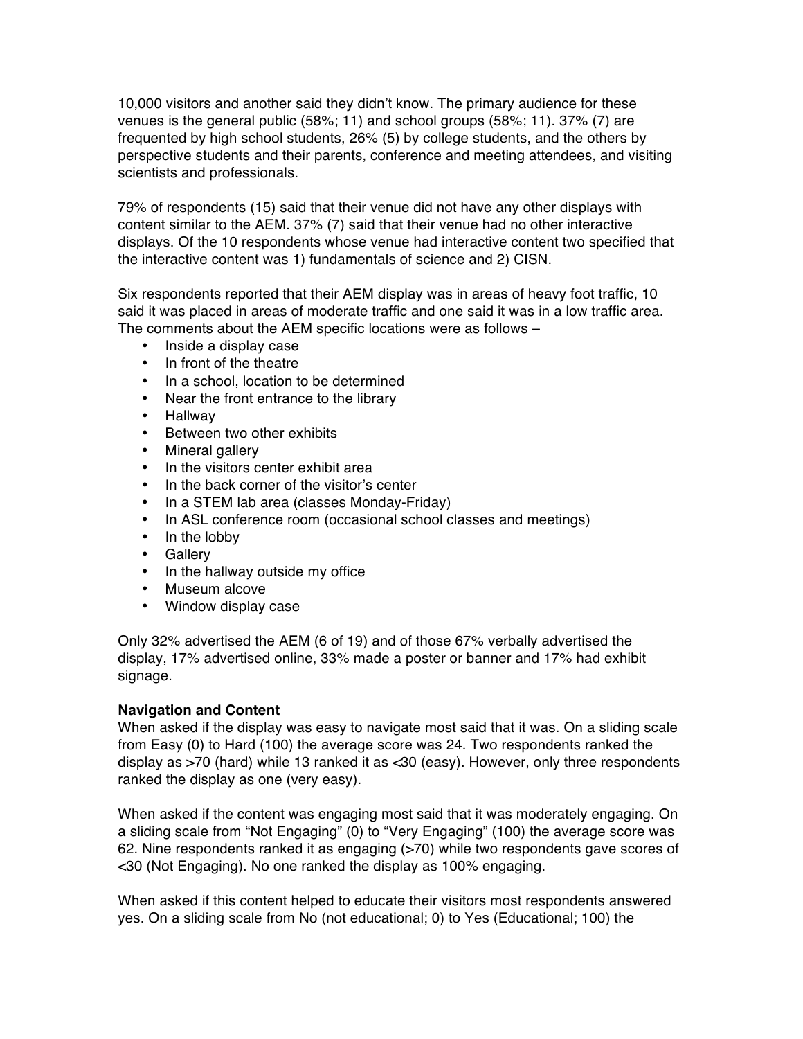10,000 visitors and another said they didn't know. The primary audience for these venues is the general public (58%; 11) and school groups (58%; 11). 37% (7) are frequented by high school students, 26% (5) by college students, and the others by perspective students and their parents, conference and meeting attendees, and visiting scientists and professionals.

79% of respondents (15) said that their venue did not have any other displays with content similar to the AEM. 37% (7) said that their venue had no other interactive displays. Of the 10 respondents whose venue had interactive content two specified that the interactive content was 1) fundamentals of science and 2) CISN.

Six respondents reported that their AEM display was in areas of heavy foot traffic, 10 said it was placed in areas of moderate traffic and one said it was in a low traffic area. The comments about the AEM specific locations were as follows –

- Inside a display case
- In front of the theatre
- In a school, location to be determined
- Near the front entrance to the library
- Hallway
- Between two other exhibits
- Mineral gallery
- In the visitors center exhibit area
- In the back corner of the visitor's center
- In a STEM lab area (classes Monday-Friday)
- In ASL conference room (occasional school classes and meetings)
- In the lobby
- Gallery
- In the hallway outside my office
- Museum alcove
- Window display case

Only 32% advertised the AEM (6 of 19) and of those 67% verbally advertised the display, 17% advertised online, 33% made a poster or banner and 17% had exhibit signage.

**Navigation and Content**

When asked if the display was easy to navigate most said that it was. On a sliding scale from Easy (0) to Hard (100) the average score was 24. Two respondents ranked the display as >70 (hard) while 13 ranked it as <30 (easy). However, only three respondents ranked the display as one (very easy).

When asked if the content was engaging most said that it was moderately engaging. On a sliding scale from "Not Engaging" (0) to "Very Engaging" (100) the average score was 62. Nine respondents ranked it as engaging (>70) while two respondents gave scores of <30 (Not Engaging). No one ranked the display as 100% engaging.

When asked if this content helped to educate their visitors most respondents answered yes. On a sliding scale from No (not educational; 0) to Yes (Educational; 100) the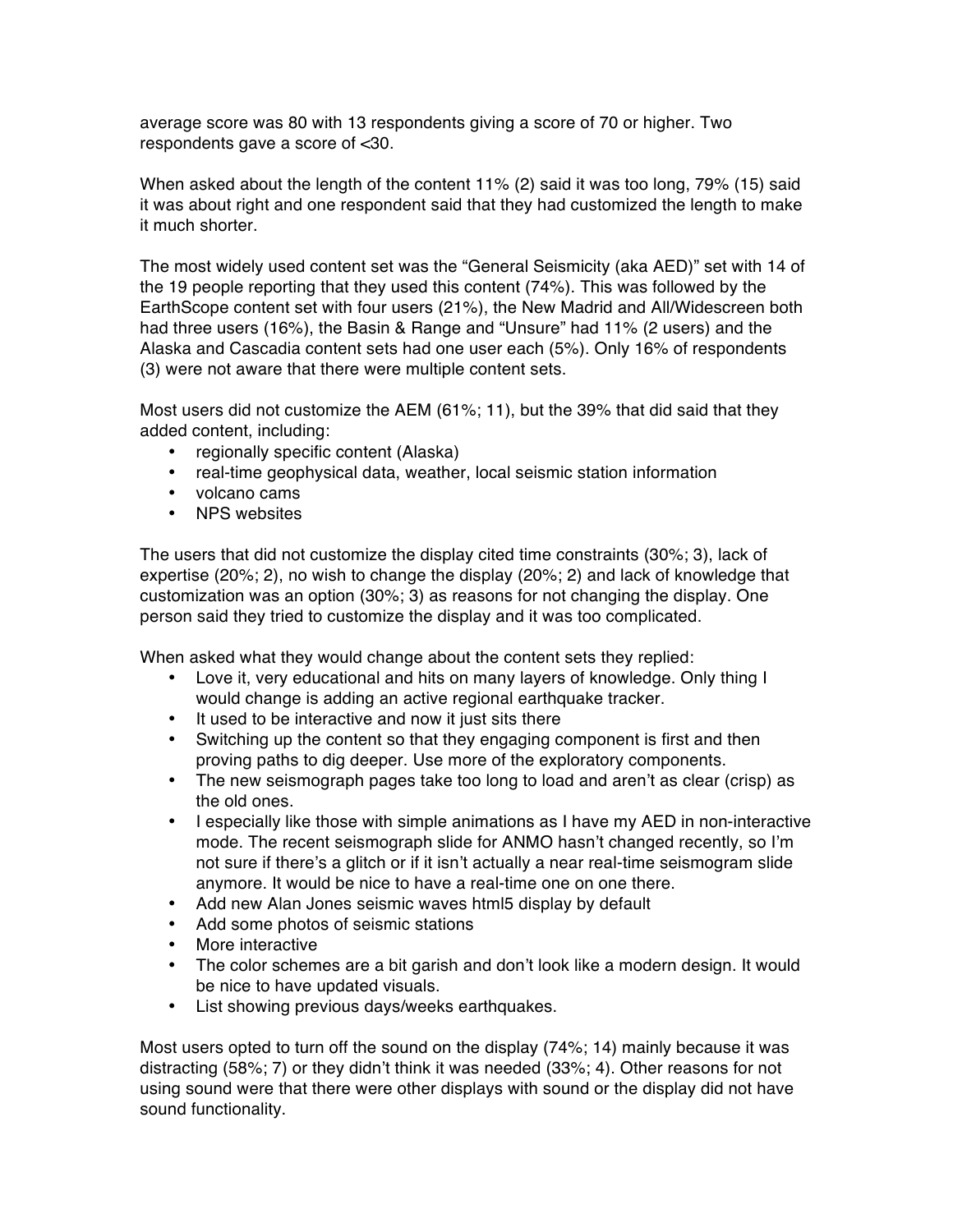average score was 80 with 13 respondents giving a score of 70 or higher. Two respondents gave a score of <30.

When asked about the length of the content 11% (2) said it was too long, 79% (15) said it was about right and one respondent said that they had customized the length to make it much shorter.

The most widely used content set was the "General Seismicity (aka AED)" set with 14 of the 19 people reporting that they used this content (74%). This was followed by the EarthScope content set with four users (21%), the New Madrid and All/Widescreen both had three users (16%), the Basin & Range and "Unsure" had 11% (2 users) and the Alaska and Cascadia content sets had one user each (5%). Only 16% of respondents (3) were not aware that there were multiple content sets.

Most users did not customize the AEM (61%; 11), but the 39% that did said that they added content, including:

- regionally specific content (Alaska)
- real-time geophysical data, weather, local seismic station information
- volcano cams
- NPS websites

The users that did not customize the display cited time constraints (30%; 3), lack of expertise (20%; 2), no wish to change the display (20%; 2) and lack of knowledge that customization was an option (30%; 3) as reasons for not changing the display. One person said they tried to customize the display and it was too complicated.

When asked what they would change about the content sets they replied:

- Love it, very educational and hits on many layers of knowledge. Only thing I would change is adding an active regional earthquake tracker.
- It used to be interactive and now it just sits there
- Switching up the content so that they engaging component is first and then proving paths to dig deeper. Use more of the exploratory components.
- The new seismograph pages take too long to load and aren't as clear (crisp) as the old ones.
- I especially like those with simple animations as I have my AED in non-interactive mode. The recent seismograph slide for ANMO hasn't changed recently, so I'm not sure if there's a glitch or if it isn't actually a near real-time seismogram slide anymore. It would be nice to have a real-time one on one there.
- Add new Alan Jones seismic waves html5 display by default
- Add some photos of seismic stations
- More interactive
- The color schemes are a bit garish and don't look like a modern design. It would be nice to have updated visuals.
- List showing previous days/weeks earthquakes.

Most users opted to turn off the sound on the display (74%; 14) mainly because it was distracting (58%; 7) or they didn't think it was needed (33%; 4). Other reasons for not using sound were that there were other displays with sound or the display did not have sound functionality.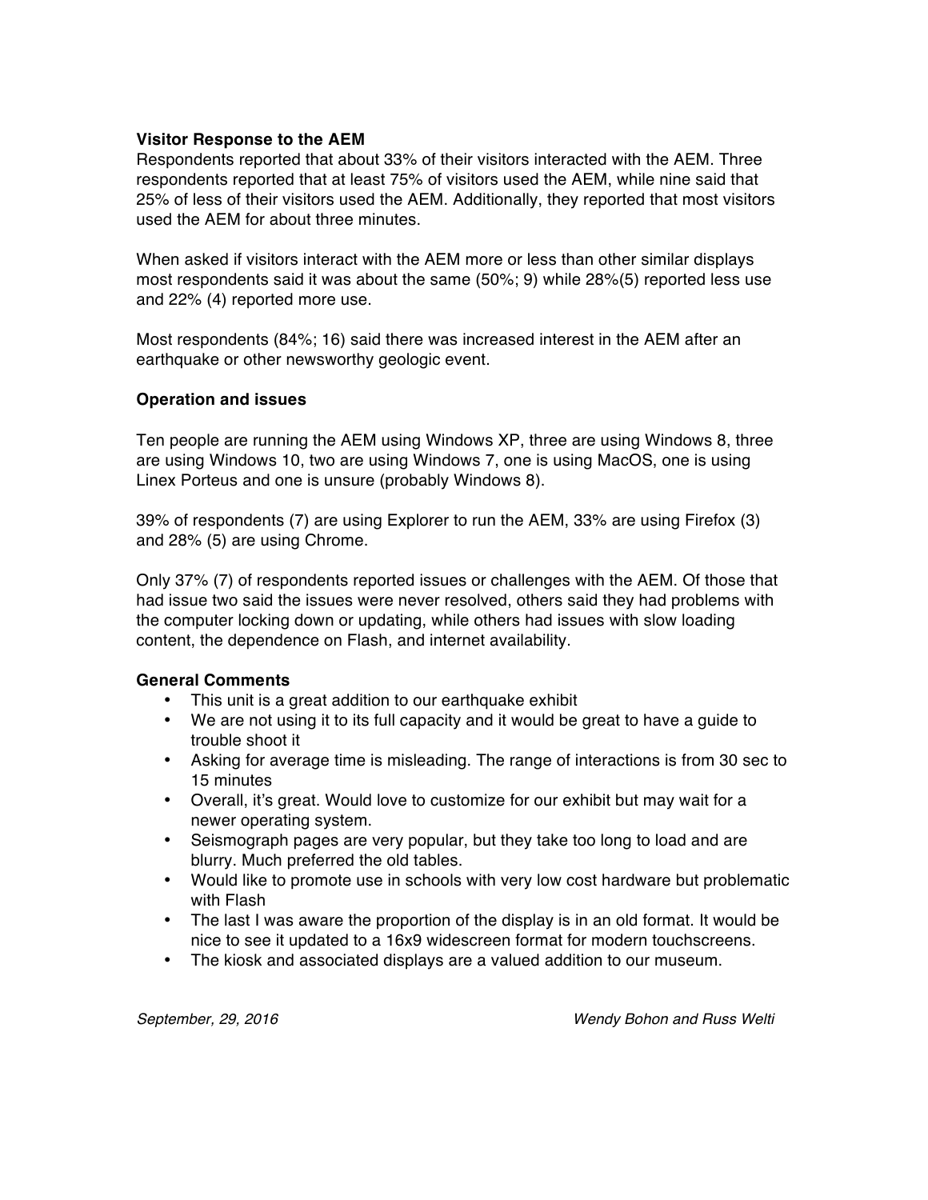**Visitor Response to the AEM**

Respondents reported that about 33% of their visitors interacted with the AEM. Three respondents reported that at least 75% of visitors used the AEM, while nine said that 25% of less of their visitors used the AEM. Additionally, they reported that most visitors used the AEM for about three minutes.

When asked if visitors interact with the AEM more or less than other similar displays most respondents said it was about the same (50%; 9) while 28%(5) reported less use and 22% (4) reported more use.

Most respondents (84%; 16) said there was increased interest in the AEM after an earthquake or other newsworthy geologic event.

**Operation and issues**

Ten people are running the AEM using Windows XP, three are using Windows 8, three are using Windows 10, two are using Windows 7, one is using MacOS, one is using Linex Porteus and one is unsure (probably Windows 8).

39% of respondents (7) are using Explorer to run the AEM, 33% are using Firefox (3) and 28% (5) are using Chrome.

Only 37% (7) of respondents reported issues or challenges with the AEM. Of those that had issue two said the issues were never resolved, others said they had problems with the computer locking down or updating, while others had issues with slow loading content, the dependence on Flash, and internet availability.

**General Comments**

- This unit is a great addition to our earthquake exhibit
- We are not using it to its full capacity and it would be great to have a guide to trouble shoot it
- Asking for average time is misleading. The range of interactions is from 30 sec to 15 minutes
- Overall, it's great. Would love to customize for our exhibit but may wait for a newer operating system.
- Seismograph pages are very popular, but they take too long to load and are blurry. Much preferred the old tables.
- Would like to promote use in schools with very low cost hardware but problematic with Flash
- The last I was aware the proportion of the display is in an old format. It would be nice to see it updated to a 16x9 widescreen format for modern touchscreens.
- The kiosk and associated displays are a valued addition to our museum.

*September, 29, 2016* *Wendy Bohon and Russ Welti*